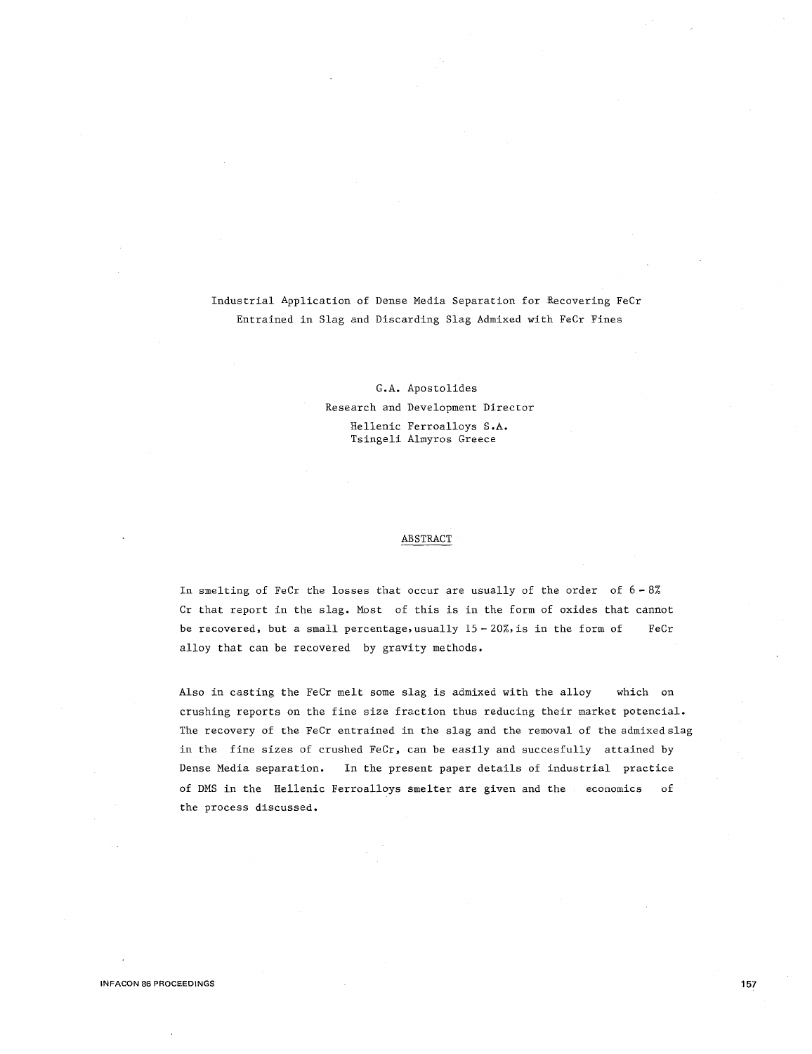# Industrial Application of Dense Media Separation for Recovering FeCr Entrained in Slag and Discarding Slag Admixed with FeCr Fines

G.A. Apostolides
Research and Development Director
Hellenic Ferroalloys S.A.
Tsingeli Almyros Greece

## ABSTRACT

In smelting of FeCr the losses that occur are usually of the order of 6 - 8% Cr that report in the slag. Most of this is in the form of oxides that cannot be recovered, but a small percentage, usually 15 - 20%, is in the form of FeCr alloy that can be recovered by gravity methods.

Also in casting the FeCr melt some slag is admixed with the alloy which on crushing reports on the fine size fraction thus reducing their market potencial. The recovery of the FeCr entrained in the slag and the removal of the admixed slag in the fine sizes of crushed FeCr, can be easily and succesfully attained by Dense Media separation. In the present paper details of industrial practice of DMS in the Hellenic Ferroalloys smelter are given and the economics of the process discussed.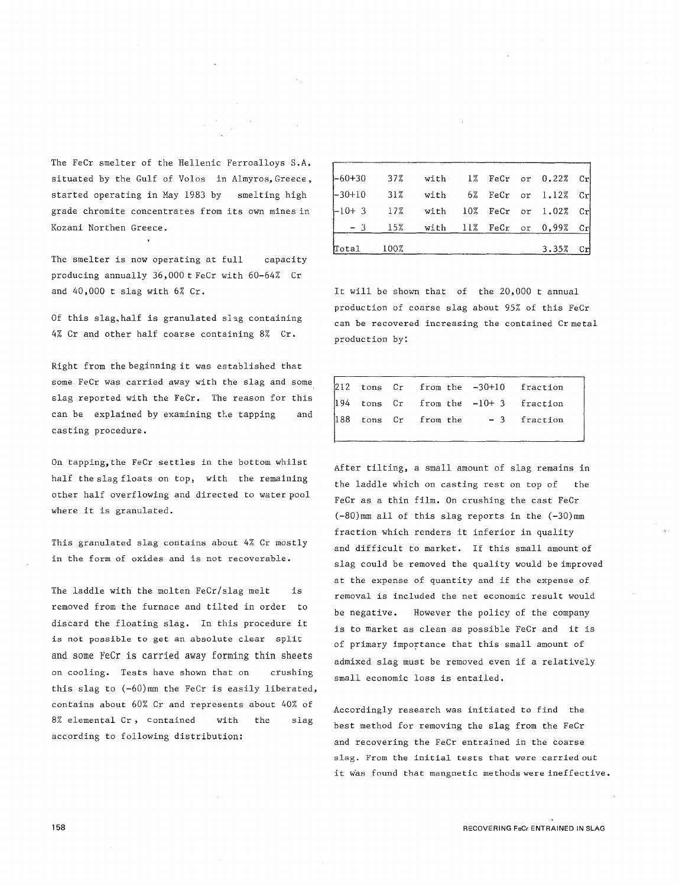The FeCr smelter of the Hellenic Ferroalloys S.A. situated by the Gulf of Volos in Almyros, Greece, started operating in May 1983 by smelting high grade chromite concentrates from its own mines in Kozani Northen Greece.

The smelter is now operating at full capacity producing annually 36,000 t FeCr with 60-64% Cr and 40,000 t slag with 6% Cr.

Of this slag, half is granulated slag containing 4% Cr and other half coarse containing 8% Cr.

Right from the beginning it was established that some FeCr was carried away with the slag and some slag reported with the FeCr. The reason for this can be explained by examining the tapping and casting procedure.

On tapping, the FeCr settles in the bottom whilst half the slag floats on top, with the remaining other half overflowing and directed to water pool where it is granulated.

This granulated slag contains about 4% Cr mostly in the form of oxides and is not recoverable.

The laddle with the molten FeCr/slag melt is removed from the furnace and tilted in order to discard the floating slag. In this procedure it is not possible to get an absolute clear split and some FeCr is carried away forming thin sheets on cooling. Tests have shown that on crushing this slag to (-60)mm the FeCr is easily liberated, contains about 60% Cr and represents about 40% of 8% elemental Cr, contained with the slag according to following distribution:

| | | | | | | |
|---|---|---|---|---|---|---|
| -60+30 | 37% | with | 1% | FeCr | or | 0.22% Cr |
| -30+10 | 31% | with | 6% | FeCr | or | 1.12% Cr |
| -10+ 3 | 17% | with | 10% | FeCr | or | 1.02% Cr |
| - 3 | 15% | with | 11% | FeCr | or | 0,99% Cr |
| Total | 100% | | | | | 3.35% Cr |

It will be shown that of the 20,000 t annual production of coarse slag about 95% of this FeCr can be recovered increasing the contained Cr metal production by:

| | | | | |
|---|---|---|---|---|
| 212 | tons Cr | from the | -30+10 | fraction |
| 194 | tons Cr | from the | -10+ 3 | fraction |
| 188 | tons Cr | from the | - 3 | fraction |

After tilting, a small amount of slag remains in the laddle which on casting rest on top of the FeCr as a thin film. On crushing the cast FeCr (-80)mm all of this slag reports in the (-30)mm fraction which renders it inferior in quality and difficult to market. If this small amount of slag could be removed the quality would be improved at the expense of quantity and if the expense of removal is included the net economic result would be negative. However the policy of the company is to market as clean as possible FeCr and it is of primary importance that this small amount of admixed slag must be removed even if a relatively small economic loss is entailed.

Accordingly research was initiated to find the best method for removing the slag from the FeCr and recovering the FeCr entrained in the coarse slag. From the initial tests that were carried out it was found that mangnetic methods were ineffective.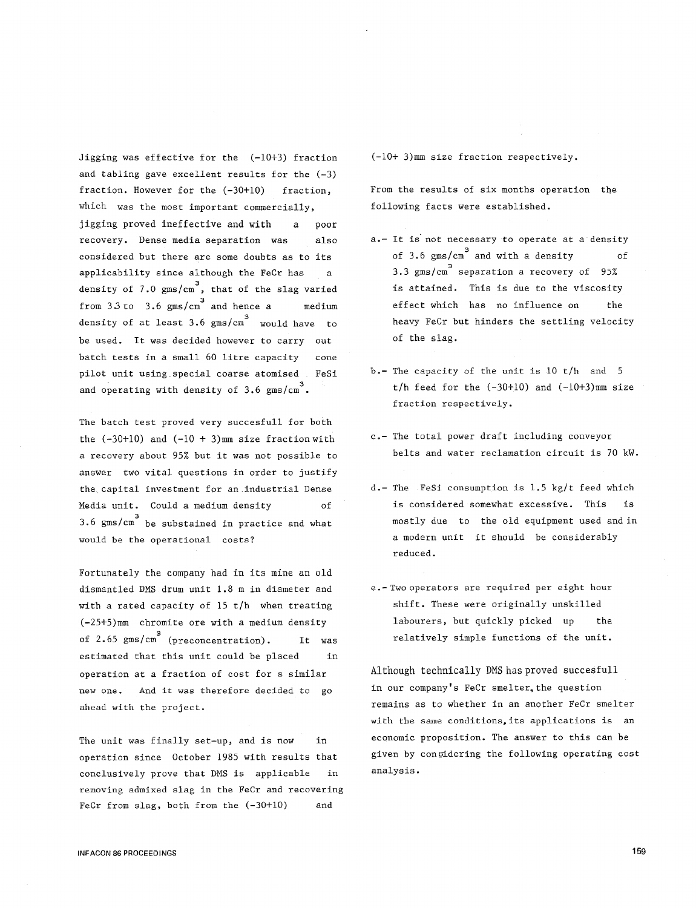Jigging was effective for the (-10+3) fraction and tabling gave excellent results for the (-3) fraction. However for the (-30+10) fraction, which was the most important commercially, jigging proved ineffective and with a poor recovery. Dense media separation was also considered but there are some doubts as to its applicability since although the FeCr has a density of 7.0 gms/cm$^3$, that of the slag varied from 3.3 to 3.6 gms/cm$^3$ and hence a medium density of at least 3.6 gms/cm$^3$ would have to be used. It was decided however to carry out batch tests in a small 60 litre capacity cone pilot unit using special coarse atomised FeSi and operating with density of 3.6 gms/cm$^3$.

The batch test proved very succesfull for both the (-30+10) and (-10 + 3)mm size fraction with a recovery about 95% but it was not possible to answer two vital questions in order to justify the capital investment for an industrial Dense Media unit. Could a medium density of 3.6 gms/cm$^3$ be substained in practice and what would be the operational costs?

Fortunately the company had in its mine an old dismantled DMS drum unit 1.8 m in diameter and with a rated capacity of 15 t/h when treating (-25+5)mm chromite ore with a medium density of 2.65 gms/cm$^3$ (preconcentration). It was estimated that this unit could be placed in operation at a fraction of cost for a similar new one. And it was therefore decided to go ahead with the project.

The unit was finally set-up, and is now in operation since October 1985 with results that conclusively prove that DMS is applicable in removing admixed slag in the FeCr and recovering FeCr from slag, both from the (-30+10) and (-10+ 3)mm size fraction respectively.

From the results of six months operation the following facts were established.

a.- It is not necessary to operate at a density of 3.6 gms/cm$^3$ and with a density of 3.3 gms/cm$^3$ separation a recovery of 95% is attained. This is due to the viscosity effect which has no influence on the heavy FeCr but hinders the settling velocity of the slag.

b.- The capacity of the unit is 10 t/h and 5 t/h feed for the (-30+10) and (-10+3)mm size fraction respectively.

c.- The total power draft including conveyor belts and water reclamation circuit is 70 kW.

d.- The FeSi consumption is 1.5 kg/t feed which is considered somewhat excessive. This is mostly due to the old equipment used and in a modern unit it should be considerably reduced.

e.- Two operators are required per eight hour shift. These were originally unskilled labourers, but quickly picked up the relatively simple functions of the unit.

Although technically DMS has proved succesfull in our company's FeCr smelter, the question remains as to whether in an another FeCr smelter with the same conditions, its applications is an economic proposition. The answer to this can be given by considering the following operating cost analysis.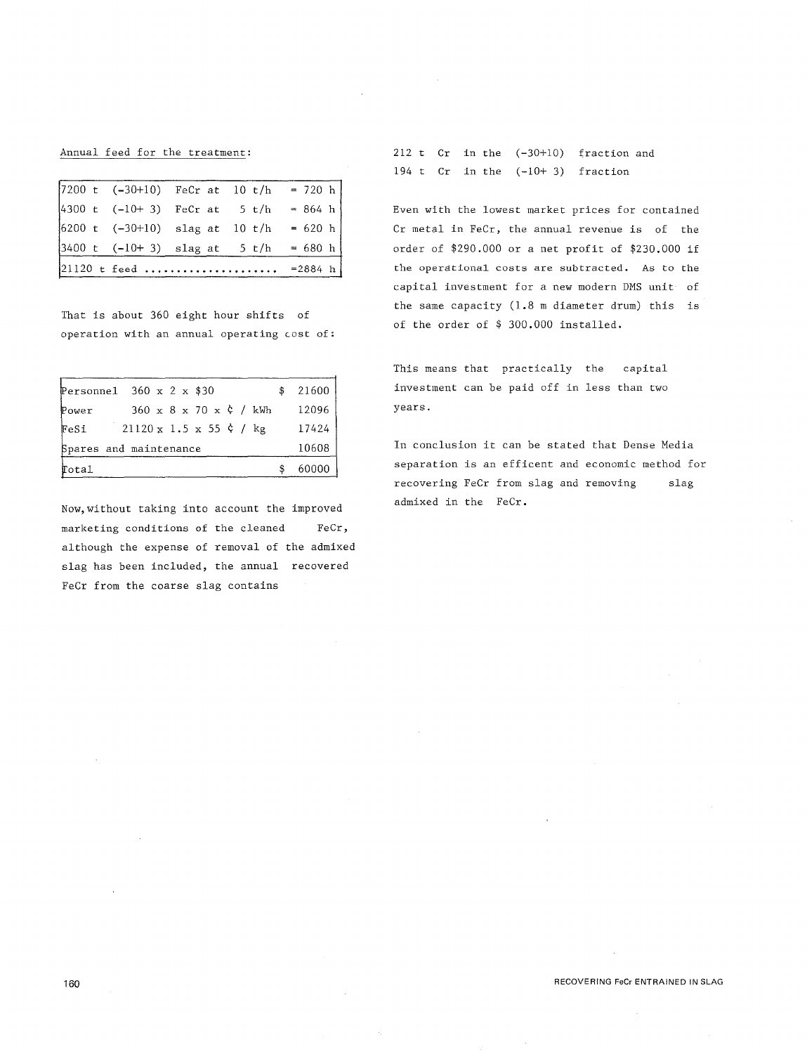Annual feed for the treatment:

| | | | | | |
|---|---|---|---|---|---|
| 7200 t | (-30+10) | FeCr | at | 10 t/h | = 720 h |
| 4300 t | (-10+ 3) | FeCr | at | 5 t/h | = 864 h |
| 6200 t | (-30+10) | slag | at | 10 t/h | = 620 h |
| 3400 t | (-10+ 3) | slag | at | 5 t/h | = 680 h |
| 21120 t feed .................... | | | | | =2884 h |

That is about 360 eight hour shifts of operation with an annual operating cost of:

| | | |
|---|---|---|
| Personnel | 360 x 2 x $30 | $ 21600 |
| Power | 360 x 8 x 70 x ¢ / kWh | 12096 |
| FeSi | 21120 x 1.5 x 55 ¢ / kg | 17424 |
| Spares and maintenance | | 10608 |
| Total | | $ 60000 |

Now, without taking into account the improved marketing conditions of the cleaned FeCr, although the expense of removal of the admixed slag has been included, the annual recovered FeCr from the coarse slag contains

212 t Cr in the (-30+10) fraction and
194 t Cr in the (-10+ 3) fraction

Even with the lowest market prices for contained Cr metal in FeCr, the annual revenue is of the order of $290.000 or a net profit of $230.000 if the operational costs are subtracted. As to the capital investment for a new modern DMS unit of the same capacity (1.8 m diameter drum) this is of the order of $ 300.000 installed.

This means that practically the capital investment can be paid off in less than two years.

In conclusion it can be stated that Dense Media separation is an efficent and economic method for recovering FeCr from slag and removing slag admixed in the FeCr.